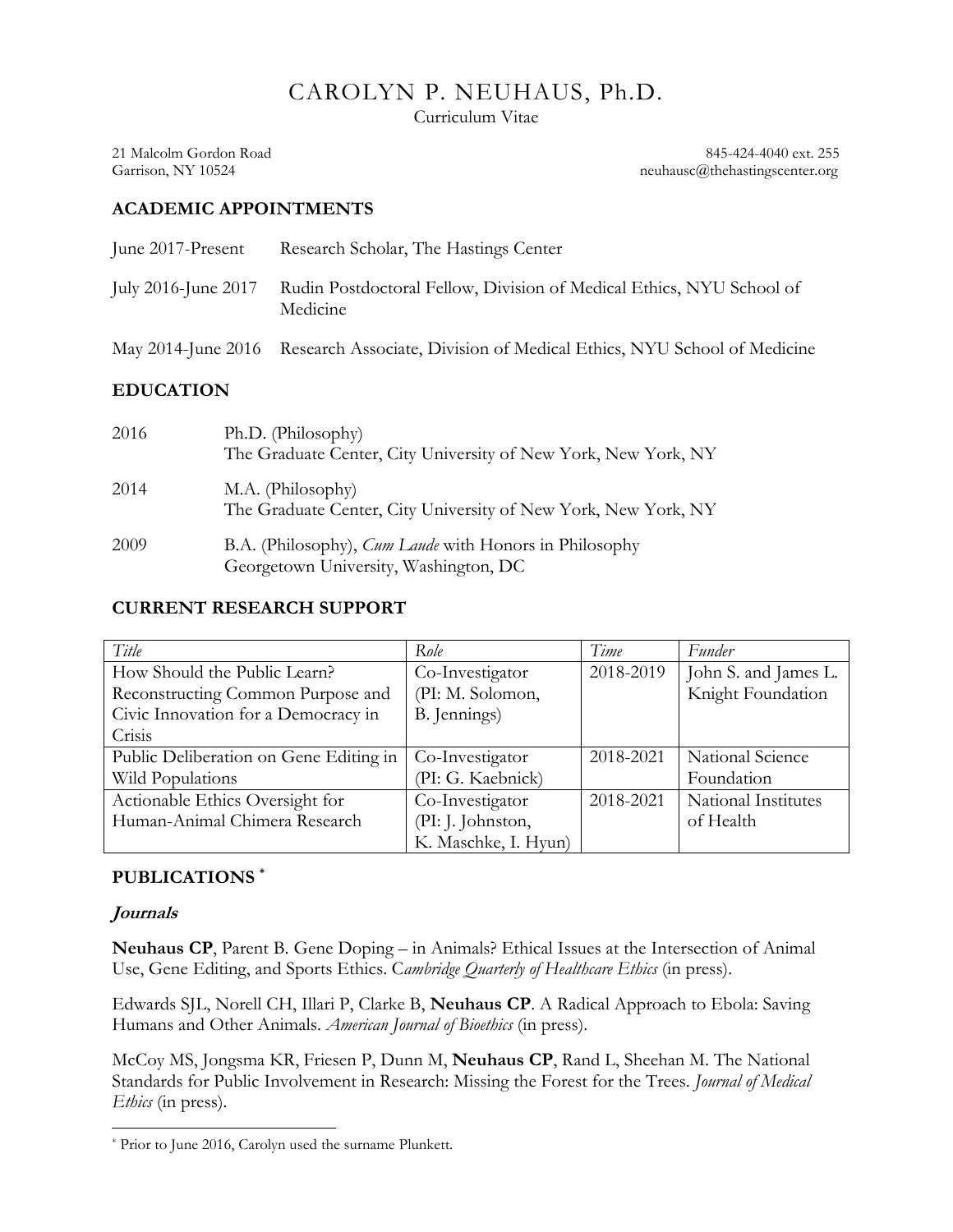# CAROLYN P. NEUHAUS, Ph.D.

Curriculum Vitae

21 Malcolm Gordon Road
Garrison, NY 10524

845-424-4040 ext. 255
neuhausc@thehastingscenter.org

## ACADEMIC APPOINTMENTS

June 2017-Present — Research Scholar, The Hastings Center

July 2016-June 2017 — Rudin Postdoctoral Fellow, Division of Medical Ethics, NYU School of Medicine

May 2014-June 2016 — Research Associate, Division of Medical Ethics, NYU School of Medicine

## EDUCATION

2016 — Ph.D. (Philosophy)
The Graduate Center, City University of New York, New York, NY

2014 — M.A. (Philosophy)
The Graduate Center, City University of New York, New York, NY

2009 — B.A. (Philosophy), *Cum Laude* with Honors in Philosophy
Georgetown University, Washington, DC

## CURRENT RESEARCH SUPPORT

| *Title* | *Role* | *Time* | *Funder* |
|---|---|---|---|
| How Should the Public Learn? Reconstructing Common Purpose and Civic Innovation for a Democracy in Crisis | Co-Investigator (PI: M. Solomon, B. Jennings) | 2018-2019 | John S. and James L. Knight Foundation |
| Public Deliberation on Gene Editing in Wild Populations | Co-Investigator (PI: G. Kaebnick) | 2018-2021 | National Science Foundation |
| Actionable Ethics Oversight for Human-Animal Chimera Research | Co-Investigator (PI: J. Johnston, K. Maschke, I. Hyun) | 2018-2021 | National Institutes of Health |

## PUBLICATIONS [*]

### *Journals*

**Neuhaus CP**, Parent B. Gene Doping – in Animals? Ethical Issues at the Intersection of Animal Use, Gene Editing, and Sports Ethics. C*ambridge Quarterly of Healthcare Ethics* (in press).

Edwards SJL, Norell CH, Illari P, Clarke B, **Neuhaus CP**. A Radical Approach to Ebola: Saving Humans and Other Animals. *American Journal of Bioethics* (in press).

McCoy MS, Jongsma KR, Friesen P, Dunn M, **Neuhaus CP**, Rand L, Sheehan M. The National Standards for Public Involvement in Research: Missing the Forest for the Trees. *Journal of Medical Ethics* (in press).

---

[*] Prior to June 2016, Carolyn used the surname Plunkett.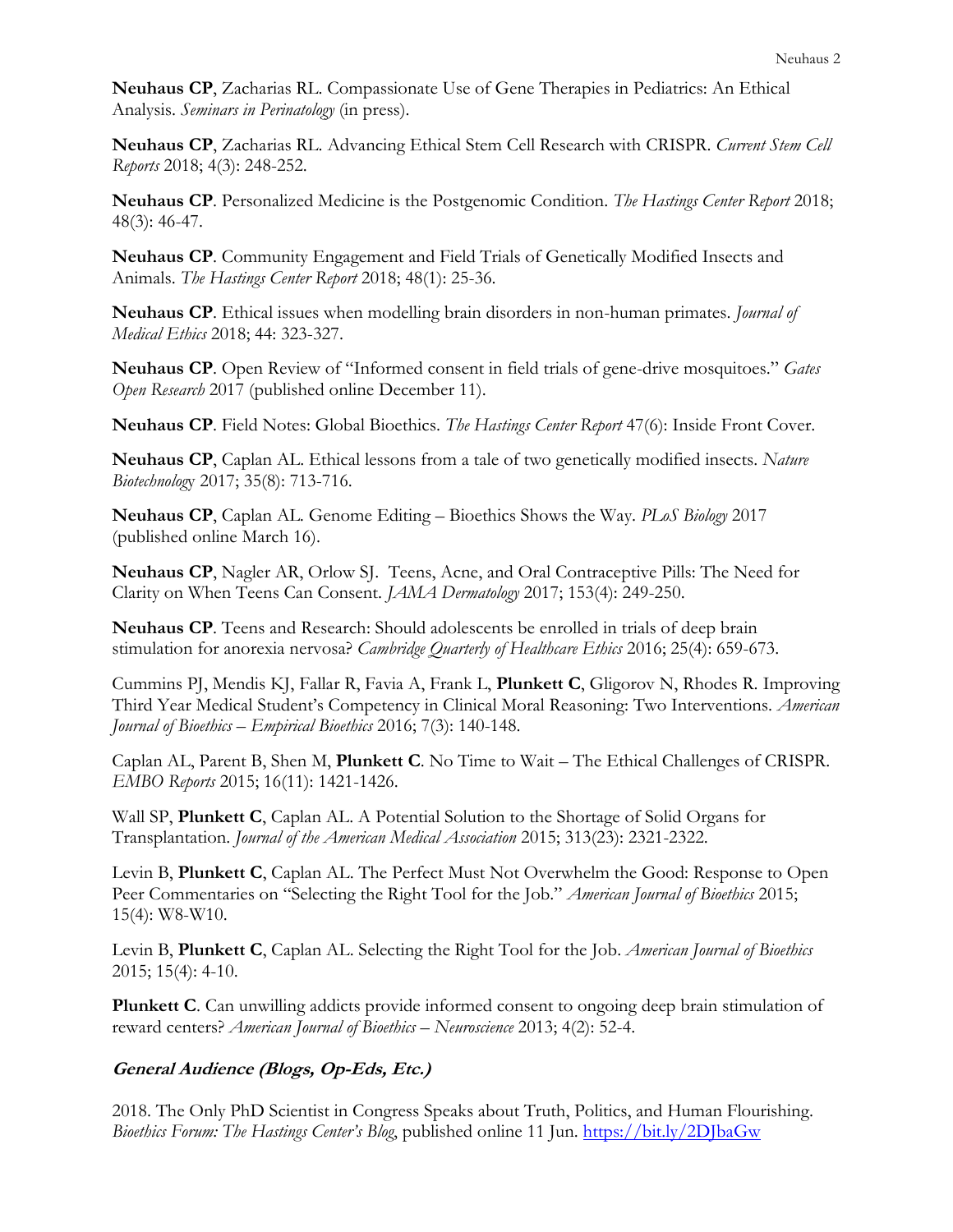**Neuhaus CP**, Zacharias RL. Compassionate Use of Gene Therapies in Pediatrics: An Ethical Analysis. *Seminars in Perinatology* (in press).

**Neuhaus CP**, Zacharias RL. Advancing Ethical Stem Cell Research with CRISPR. *Current Stem Cell Reports* 2018; 4(3): 248-252.

**Neuhaus CP**. Personalized Medicine is the Postgenomic Condition. *The Hastings Center Report* 2018; 48(3): 46-47.

**Neuhaus CP**. Community Engagement and Field Trials of Genetically Modified Insects and Animals. *The Hastings Center Report* 2018; 48(1): 25-36.

**Neuhaus CP**. Ethical issues when modelling brain disorders in non-human primates. *Journal of Medical Ethics* 2018; 44: 323-327.

**Neuhaus CP**. Open Review of "Informed consent in field trials of gene-drive mosquitoes." *Gates Open Research* 2017 (published online December 11).

**Neuhaus CP**. Field Notes: Global Bioethics. *The Hastings Center Report* 47(6): Inside Front Cover.

**Neuhaus CP**, Caplan AL. Ethical lessons from a tale of two genetically modified insects. *Nature Biotechnology* 2017; 35(8): 713-716.

**Neuhaus CP**, Caplan AL. Genome Editing – Bioethics Shows the Way. *PLoS Biology* 2017 (published online March 16).

**Neuhaus CP**, Nagler AR, Orlow SJ. Teens, Acne, and Oral Contraceptive Pills: The Need for Clarity on When Teens Can Consent. *JAMA Dermatology* 2017; 153(4): 249-250.

**Neuhaus CP**. Teens and Research: Should adolescents be enrolled in trials of deep brain stimulation for anorexia nervosa? *Cambridge Quarterly of Healthcare Ethics* 2016; 25(4): 659-673.

Cummins PJ, Mendis KJ, Fallar R, Favia A, Frank L, **Plunkett C**, Gligorov N, Rhodes R. Improving Third Year Medical Student's Competency in Clinical Moral Reasoning: Two Interventions. *American Journal of Bioethics – Empirical Bioethics* 2016; 7(3): 140-148.

Caplan AL, Parent B, Shen M, **Plunkett C**. No Time to Wait – The Ethical Challenges of CRISPR. *EMBO Reports* 2015; 16(11): 1421-1426.

Wall SP, **Plunkett C**, Caplan AL. A Potential Solution to the Shortage of Solid Organs for Transplantation. *Journal of the American Medical Association* 2015; 313(23): 2321-2322.

Levin B, **Plunkett C**, Caplan AL. The Perfect Must Not Overwhelm the Good: Response to Open Peer Commentaries on "Selecting the Right Tool for the Job." *American Journal of Bioethics* 2015; 15(4): W8-W10.

Levin B, **Plunkett C**, Caplan AL. Selecting the Right Tool for the Job. *American Journal of Bioethics* 2015; 15(4): 4-10.

**Plunkett C**. Can unwilling addicts provide informed consent to ongoing deep brain stimulation of reward centers? *American Journal of Bioethics – Neuroscience* 2013; 4(2): 52-4.

### *General Audience (Blogs, Op-Eds, Etc.)*

2018. The Only PhD Scientist in Congress Speaks about Truth, Politics, and Human Flourishing. *Bioethics Forum: The Hastings Center's Blog*, published online 11 Jun. https://bit.ly/2DJbaGw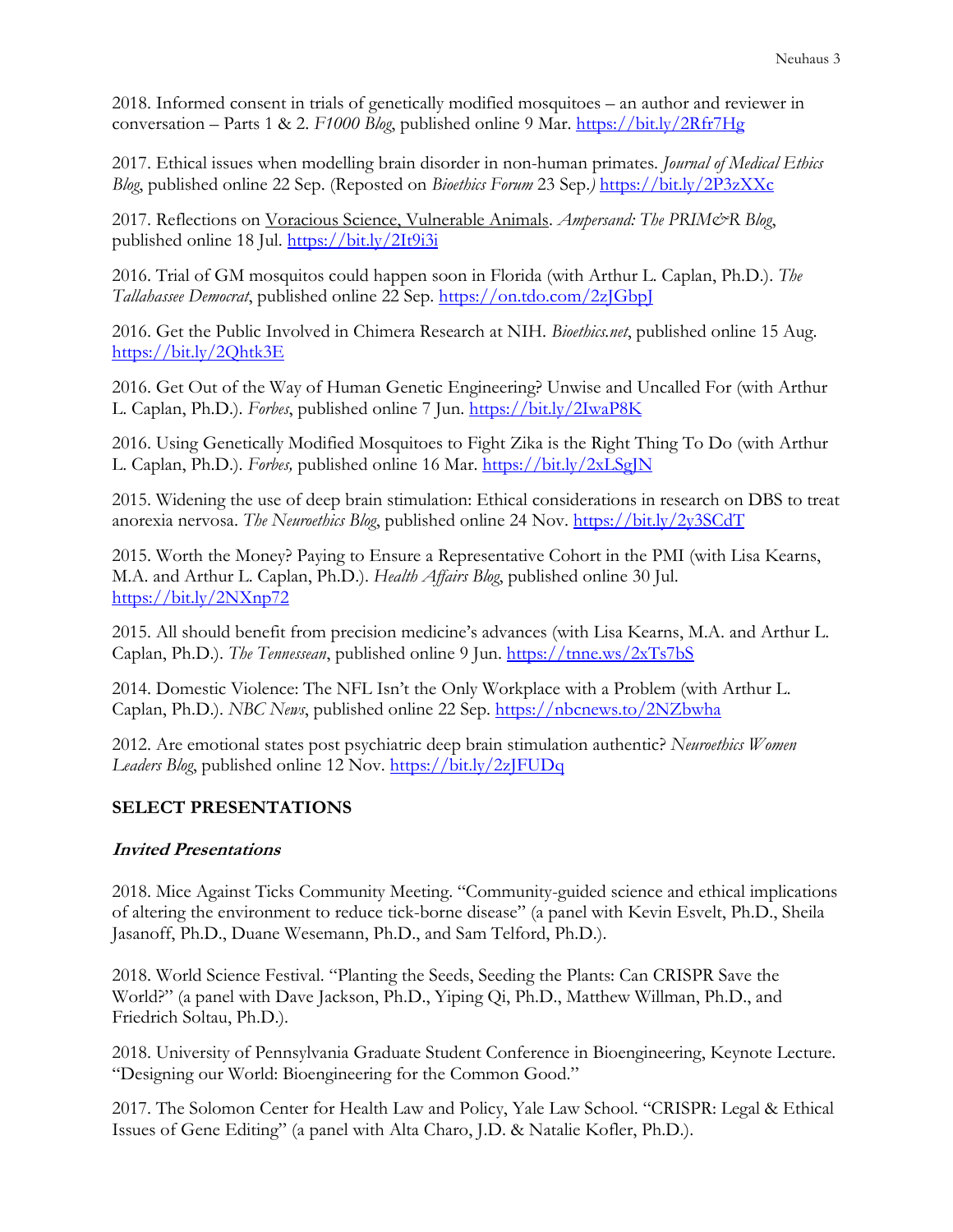2018. Informed consent in trials of genetically modified mosquitoes – an author and reviewer in conversation – Parts 1 & 2. *F1000 Blog*, published online 9 Mar. https://bit.ly/2Rfr7Hg

2017. Ethical issues when modelling brain disorder in non-human primates. *Journal of Medical Ethics Blog*, published online 22 Sep. (Reposted on *Bioethics Forum* 23 Sep.*)* https://bit.ly/2P3zXXc

2017. Reflections on Voracious Science, Vulnerable Animals. *Ampersand: The PRIM&R Blog*, published online 18 Jul. https://bit.ly/2It9i3i

2016. Trial of GM mosquitos could happen soon in Florida (with Arthur L. Caplan, Ph.D.). *The Tallahassee Democrat*, published online 22 Sep. https://on.tdo.com/2zJGbpJ

2016. Get the Public Involved in Chimera Research at NIH. *Bioethics.net*, published online 15 Aug. https://bit.ly/2Qhtk3E

2016. Get Out of the Way of Human Genetic Engineering? Unwise and Uncalled For (with Arthur L. Caplan, Ph.D.). *Forbes*, published online 7 Jun. https://bit.ly/2IwaP8K

2016. Using Genetically Modified Mosquitoes to Fight Zika is the Right Thing To Do (with Arthur L. Caplan, Ph.D.). *Forbes,* published online 16 Mar. https://bit.ly/2xLSgJN

2015. Widening the use of deep brain stimulation: Ethical considerations in research on DBS to treat anorexia nervosa. *The Neuroethics Blog*, published online 24 Nov. https://bit.ly/2y3SCdT

2015. Worth the Money? Paying to Ensure a Representative Cohort in the PMI (with Lisa Kearns, M.A. and Arthur L. Caplan, Ph.D.). *Health Affairs Blog*, published online 30 Jul. https://bit.ly/2NXnp72

2015. All should benefit from precision medicine's advances (with Lisa Kearns, M.A. and Arthur L. Caplan, Ph.D.). *The Tennessean*, published online 9 Jun. https://tnne.ws/2xTs7bS

2014. Domestic Violence: The NFL Isn't the Only Workplace with a Problem (with Arthur L. Caplan, Ph.D.). *NBC News*, published online 22 Sep. https://nbcnews.to/2NZbwha

2012. Are emotional states post psychiatric deep brain stimulation authentic? *Neuroethics Women Leaders Blog*, published online 12 Nov. https://bit.ly/2zJFUDq

## SELECT PRESENTATIONS

### *Invited Presentations*

2018. Mice Against Ticks Community Meeting. "Community-guided science and ethical implications of altering the environment to reduce tick-borne disease" (a panel with Kevin Esvelt, Ph.D., Sheila Jasanoff, Ph.D., Duane Wesemann, Ph.D., and Sam Telford, Ph.D.).

2018. World Science Festival. "Planting the Seeds, Seeding the Plants: Can CRISPR Save the World?" (a panel with Dave Jackson, Ph.D., Yiping Qi, Ph.D., Matthew Willman, Ph.D., and Friedrich Soltau, Ph.D.).

2018. University of Pennsylvania Graduate Student Conference in Bioengineering, Keynote Lecture. "Designing our World: Bioengineering for the Common Good."

2017. The Solomon Center for Health Law and Policy, Yale Law School. "CRISPR: Legal & Ethical Issues of Gene Editing" (a panel with Alta Charo, J.D. & Natalie Kofler, Ph.D.).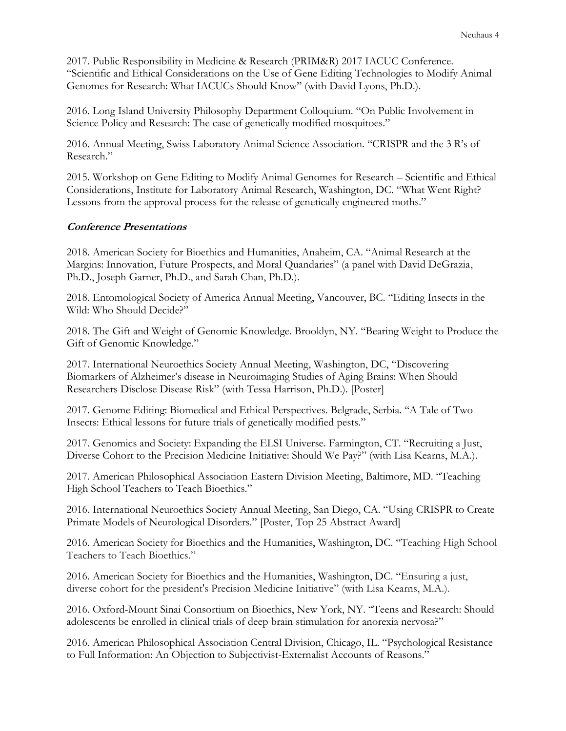2017. Public Responsibility in Medicine & Research (PRIM&R) 2017 IACUC Conference. "Scientific and Ethical Considerations on the Use of Gene Editing Technologies to Modify Animal Genomes for Research: What IACUCs Should Know" (with David Lyons, Ph.D.).

2016. Long Island University Philosophy Department Colloquium. "On Public Involvement in Science Policy and Research: The case of genetically modified mosquitoes."

2016. Annual Meeting, Swiss Laboratory Animal Science Association. "CRISPR and the 3 R's of Research."

2015. Workshop on Gene Editing to Modify Animal Genomes for Research – Scientific and Ethical Considerations, Institute for Laboratory Animal Research, Washington, DC. "What Went Right? Lessons from the approval process for the release of genetically engineered moths."

### ***Conference Presentations***

2018. American Society for Bioethics and Humanities, Anaheim, CA. "Animal Research at the Margins: Innovation, Future Prospects, and Moral Quandaries" (a panel with David DeGrazia, Ph.D., Joseph Garner, Ph.D., and Sarah Chan, Ph.D.).

2018. Entomological Society of America Annual Meeting, Vancouver, BC. "Editing Insects in the Wild: Who Should Decide?"

2018. The Gift and Weight of Genomic Knowledge. Brooklyn, NY. "Bearing Weight to Produce the Gift of Genomic Knowledge."

2017. International Neuroethics Society Annual Meeting, Washington, DC, "Discovering Biomarkers of Alzheimer's disease in Neuroimaging Studies of Aging Brains: When Should Researchers Disclose Disease Risk" (with Tessa Harrison, Ph.D.). [Poster]

2017. Genome Editing: Biomedical and Ethical Perspectives. Belgrade, Serbia. "A Tale of Two Insects: Ethical lessons for future trials of genetically modified pests."

2017. Genomics and Society: Expanding the ELSI Universe. Farmington, CT. "Recruiting a Just, Diverse Cohort to the Precision Medicine Initiative: Should We Pay?" (with Lisa Kearns, M.A.).

2017. American Philosophical Association Eastern Division Meeting, Baltimore, MD. "Teaching High School Teachers to Teach Bioethics."

2016. International Neuroethics Society Annual Meeting, San Diego, CA. "Using CRISPR to Create Primate Models of Neurological Disorders." [Poster, Top 25 Abstract Award]

2016. American Society for Bioethics and the Humanities, Washington, DC. "Teaching High School Teachers to Teach Bioethics."

2016. American Society for Bioethics and the Humanities, Washington, DC. "Ensuring a just, diverse cohort for the president's Precision Medicine Initiative" (with Lisa Kearns, M.A.).

2016. Oxford-Mount Sinai Consortium on Bioethics, New York, NY. "Teens and Research: Should adolescents be enrolled in clinical trials of deep brain stimulation for anorexia nervosa?"

2016. American Philosophical Association Central Division, Chicago, IL. "Psychological Resistance to Full Information: An Objection to Subjectivist-Externalist Accounts of Reasons."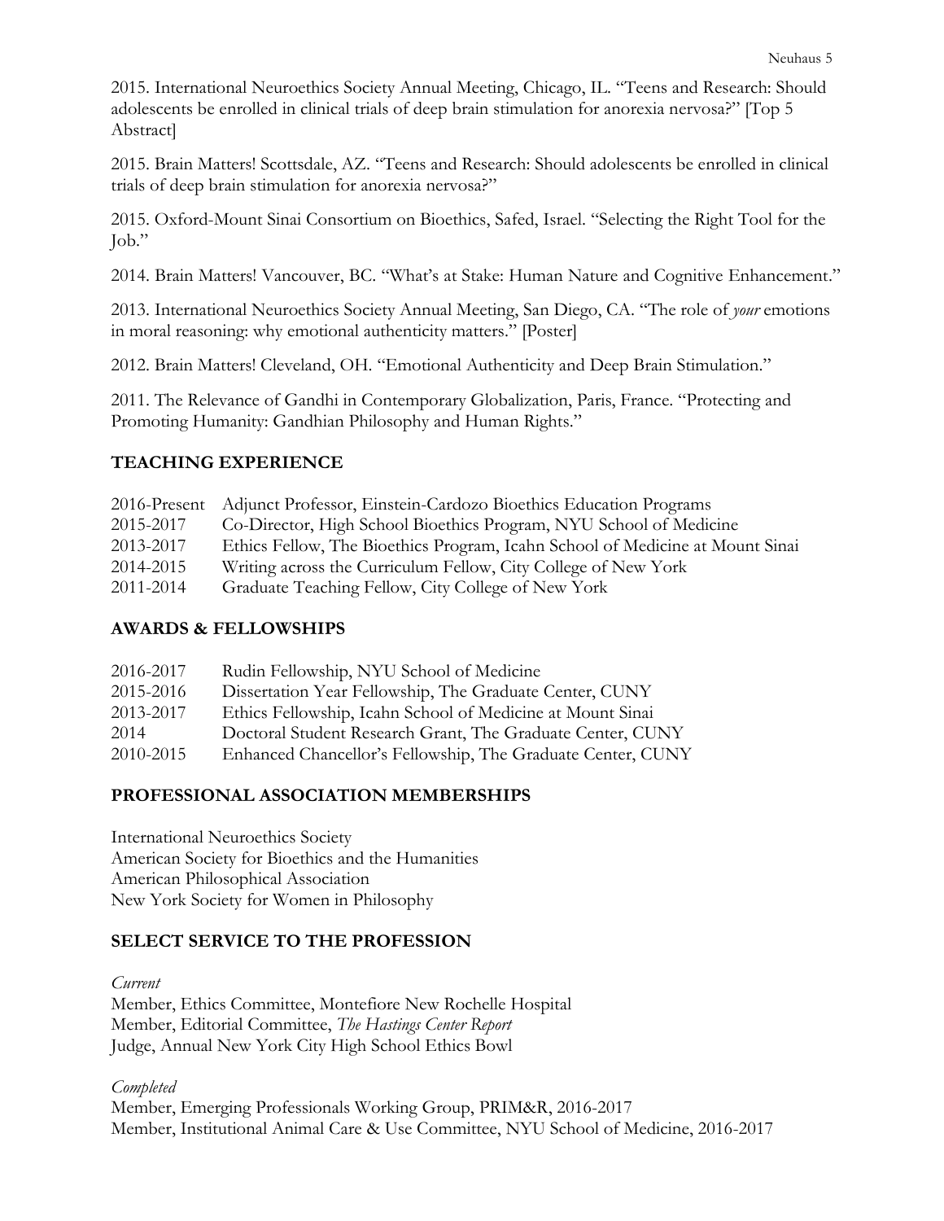2015. International Neuroethics Society Annual Meeting, Chicago, IL. "Teens and Research: Should adolescents be enrolled in clinical trials of deep brain stimulation for anorexia nervosa?" [Top 5 Abstract]

2015. Brain Matters! Scottsdale, AZ. "Teens and Research: Should adolescents be enrolled in clinical trials of deep brain stimulation for anorexia nervosa?"

2015. Oxford-Mount Sinai Consortium on Bioethics, Safed, Israel. "Selecting the Right Tool for the Job."

2014. Brain Matters! Vancouver, BC. "What's at Stake: Human Nature and Cognitive Enhancement."

2013. International Neuroethics Society Annual Meeting, San Diego, CA. "The role of *your* emotions in moral reasoning: why emotional authenticity matters." [Poster]

2012. Brain Matters! Cleveland, OH. "Emotional Authenticity and Deep Brain Stimulation."

2011. The Relevance of Gandhi in Contemporary Globalization, Paris, France. "Protecting and Promoting Humanity: Gandhian Philosophy and Human Rights."

## TEACHING EXPERIENCE

| | |
|---|---|
| 2016-Present | Adjunct Professor, Einstein-Cardozo Bioethics Education Programs |
| 2015-2017 | Co-Director, High School Bioethics Program, NYU School of Medicine |
| 2013-2017 | Ethics Fellow, The Bioethics Program, Icahn School of Medicine at Mount Sinai |
| 2014-2015 | Writing across the Curriculum Fellow, City College of New York |
| 2011-2014 | Graduate Teaching Fellow, City College of New York |

## AWARDS & FELLOWSHIPS

| | |
|---|---|
| 2016-2017 | Rudin Fellowship, NYU School of Medicine |
| 2015-2016 | Dissertation Year Fellowship, The Graduate Center, CUNY |
| 2013-2017 | Ethics Fellowship, Icahn School of Medicine at Mount Sinai |
| 2014 | Doctoral Student Research Grant, The Graduate Center, CUNY |
| 2010-2015 | Enhanced Chancellor's Fellowship, The Graduate Center, CUNY |

## PROFESSIONAL ASSOCIATION MEMBERSHIPS

International Neuroethics Society
American Society for Bioethics and the Humanities
American Philosophical Association
New York Society for Women in Philosophy

## SELECT SERVICE TO THE PROFESSION

*Current*
Member, Ethics Committee, Montefiore New Rochelle Hospital
Member, Editorial Committee, *The Hastings Center Report*
Judge, Annual New York City High School Ethics Bowl

*Completed*
Member, Emerging Professionals Working Group, PRIM&R, 2016-2017
Member, Institutional Animal Care & Use Committee, NYU School of Medicine, 2016-2017